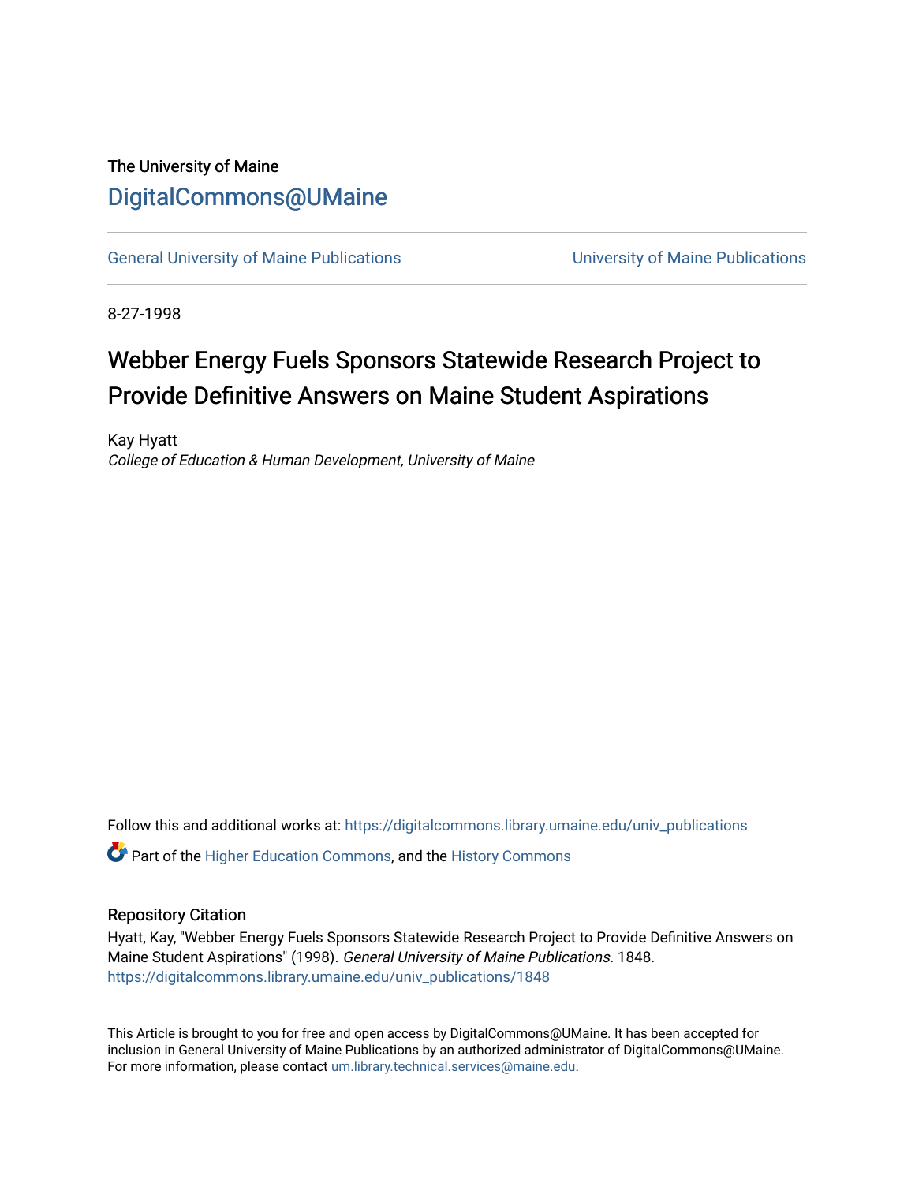The University of Maine

# DigitalCommons@UMaine

General University of Maine Publications | University of Maine Publications

8-27-1998

# Webber Energy Fuels Sponsors Statewide Research Project to Provide Definitive Answers on Maine Student Aspirations

Kay Hyatt

*College of Education & Human Development, University of Maine*

Follow this and additional works at: https://digitalcommons.library.umaine.edu/univ_publications

Part of the Higher Education Commons, and the History Commons

## Repository Citation

Hyatt, Kay, "Webber Energy Fuels Sponsors Statewide Research Project to Provide Definitive Answers on Maine Student Aspirations" (1998). *General University of Maine Publications*. 1848.
https://digitalcommons.library.umaine.edu/univ_publications/1848

This Article is brought to you for free and open access by DigitalCommons@UMaine. It has been accepted for inclusion in General University of Maine Publications by an authorized administrator of DigitalCommons@UMaine. For more information, please contact um.library.technical.services@maine.edu.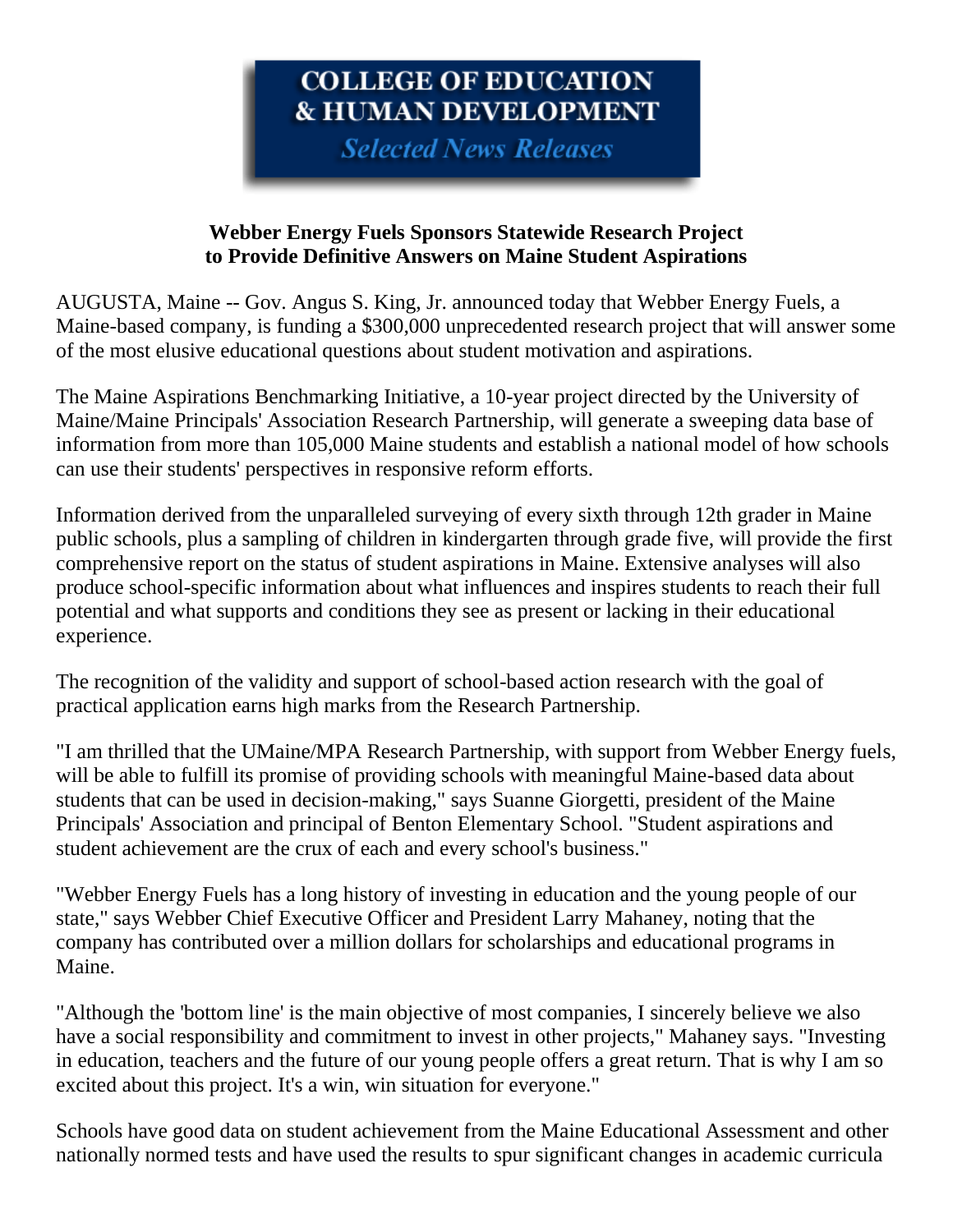# COLLEGE OF EDUCATION & HUMAN DEVELOPMENT

*Selected News Releases*

**Webber Energy Fuels Sponsors Statewide Research Project to Provide Definitive Answers on Maine Student Aspirations**

AUGUSTA, Maine -- Gov. Angus S. King, Jr. announced today that Webber Energy Fuels, a Maine-based company, is funding a $300,000 unprecedented research project that will answer some of the most elusive educational questions about student motivation and aspirations.

The Maine Aspirations Benchmarking Initiative, a 10-year project directed by the University of Maine/Maine Principals' Association Research Partnership, will generate a sweeping data base of information from more than 105,000 Maine students and establish a national model of how schools can use their students' perspectives in responsive reform efforts.

Information derived from the unparalleled surveying of every sixth through 12th grader in Maine public schools, plus a sampling of children in kindergarten through grade five, will provide the first comprehensive report on the status of student aspirations in Maine. Extensive analyses will also produce school-specific information about what influences and inspires students to reach their full potential and what supports and conditions they see as present or lacking in their educational experience.

The recognition of the validity and support of school-based action research with the goal of practical application earns high marks from the Research Partnership.

"I am thrilled that the UMaine/MPA Research Partnership, with support from Webber Energy fuels, will be able to fulfill its promise of providing schools with meaningful Maine-based data about students that can be used in decision-making," says Suanne Giorgetti, president of the Maine Principals' Association and principal of Benton Elementary School. "Student aspirations and student achievement are the crux of each and every school's business."

"Webber Energy Fuels has a long history of investing in education and the young people of our state," says Webber Chief Executive Officer and President Larry Mahaney, noting that the company has contributed over a million dollars for scholarships and educational programs in Maine.

"Although the 'bottom line' is the main objective of most companies, I sincerely believe we also have a social responsibility and commitment to invest in other projects," Mahaney says. "Investing in education, teachers and the future of our young people offers a great return. That is why I am so excited about this project. It's a win, win situation for everyone."

Schools have good data on student achievement from the Maine Educational Assessment and other nationally normed tests and have used the results to spur significant changes in academic curricula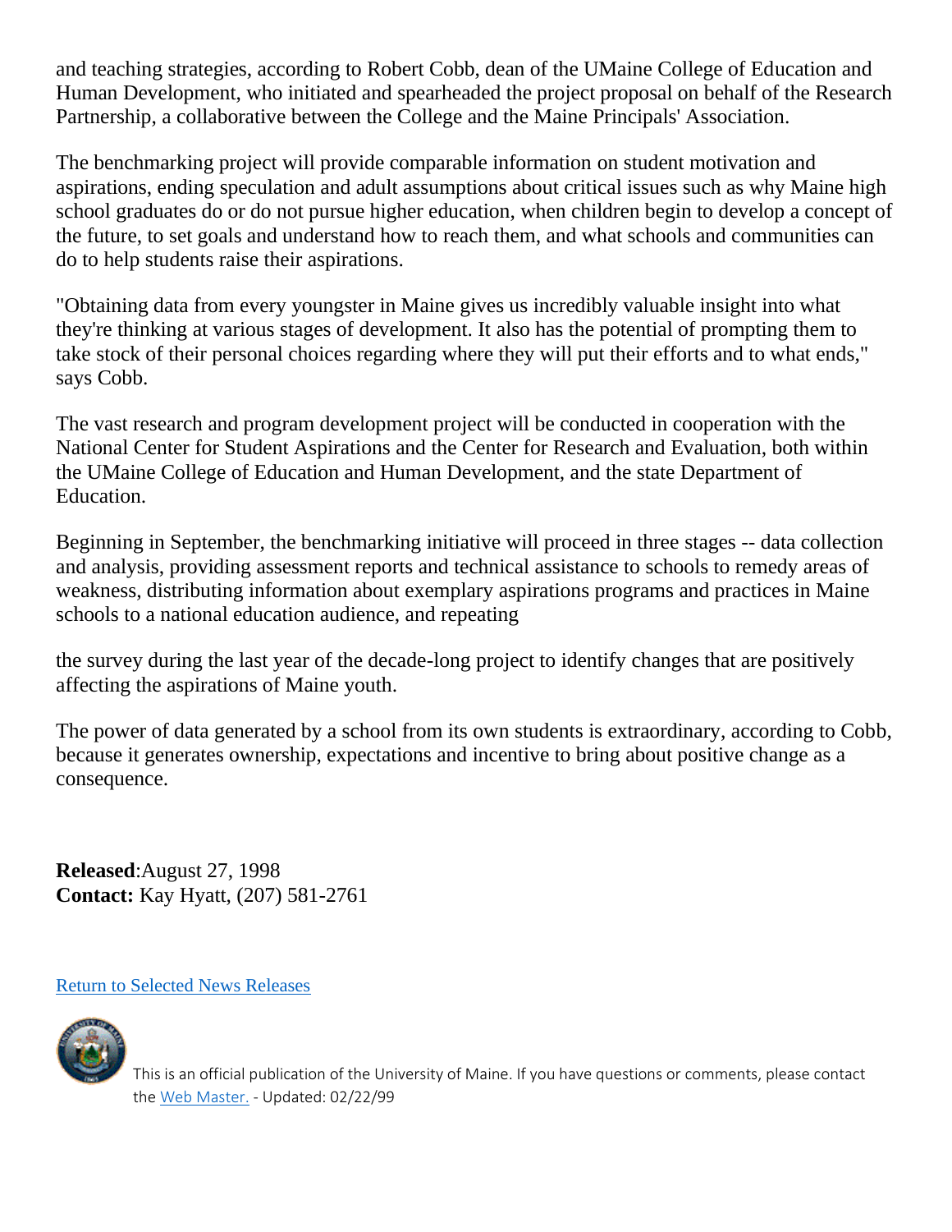and teaching strategies, according to Robert Cobb, dean of the UMaine College of Education and Human Development, who initiated and spearheaded the project proposal on behalf of the Research Partnership, a collaborative between the College and the Maine Principals' Association.

The benchmarking project will provide comparable information on student motivation and aspirations, ending speculation and adult assumptions about critical issues such as why Maine high school graduates do or do not pursue higher education, when children begin to develop a concept of the future, to set goals and understand how to reach them, and what schools and communities can do to help students raise their aspirations.

"Obtaining data from every youngster in Maine gives us incredibly valuable insight into what they're thinking at various stages of development. It also has the potential of prompting them to take stock of their personal choices regarding where they will put their efforts and to what ends," says Cobb.

The vast research and program development project will be conducted in cooperation with the National Center for Student Aspirations and the Center for Research and Evaluation, both within the UMaine College of Education and Human Development, and the state Department of Education.

Beginning in September, the benchmarking initiative will proceed in three stages -- data collection and analysis, providing assessment reports and technical assistance to schools to remedy areas of weakness, distributing information about exemplary aspirations programs and practices in Maine schools to a national education audience, and repeating the survey during the last year of the decade-long project to identify changes that are positively affecting the aspirations of Maine youth.

The power of data generated by a school from its own students is extraordinary, according to Cobb, because it generates ownership, expectations and incentive to bring about positive change as a consequence.

**Released**:August 27, 1998
**Contact:** Kay Hyatt, (207) 581-2761

[Return to Selected News Releases]

This is an official publication of the University of Maine. If you have questions or comments, please contact the [Web Master.] - Updated: 02/22/99